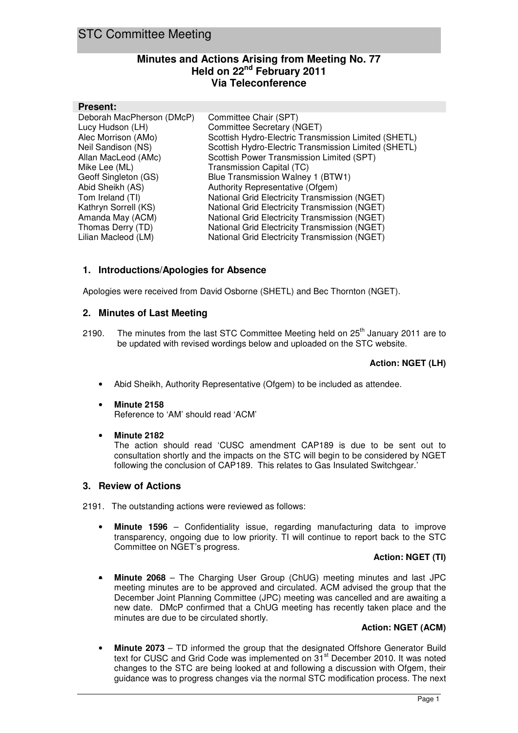# STC Committee Meeting

## Minutes and Actions Arising from Meeting No. 77
## Held on 22nd February 2011
## Via Teleconference

**Present:**

| | |
|---|---|
| Deborah MacPherson (DMcP) | Committee Chair (SPT) |
| Lucy Hudson (LH) | Committee Secretary (NGET) |
| Alec Morrison (AMo) | Scottish Hydro-Electric Transmission Limited (SHETL) |
| Neil Sandison (NS) | Scottish Hydro-Electric Transmission Limited (SHETL) |
| Allan MacLeod (AMc) | Scottish Power Transmission Limited (SPT) |
| Mike Lee (ML) | Transmission Capital (TC) |
| Geoff Singleton (GS) | Blue Transmission Walney 1 (BTW1) |
| Abid Sheikh (AS) | Authority Representative (Ofgem) |
| Tom Ireland (TI) | National Grid Electricity Transmission (NGET) |
| Kathryn Sorrell (KS) | National Grid Electricity Transmission (NGET) |
| Amanda May (ACM) | National Grid Electricity Transmission (NGET) |
| Thomas Derry (TD) | National Grid Electricity Transmission (NGET) |
| Lilian Macleod (LM) | National Grid Electricity Transmission (NGET) |

### 1. Introductions/Apologies for Absence

Apologies were received from David Osborne (SHETL) and Bec Thornton (NGET).

### 2. Minutes of Last Meeting

2190. The minutes from the last STC Committee Meeting held on 25th January 2011 are to be updated with revised wordings below and uploaded on the STC website.

**Action: NGET (LH)**

- Abid Sheikh, Authority Representative (Ofgem) to be included as attendee.
- **Minute 2158**
  Reference to 'AM' should read 'ACM'
- **Minute 2182**
  The action should read 'CUSC amendment CAP189 is due to be sent out to consultation shortly and the impacts on the STC will begin to be considered by NGET following the conclusion of CAP189. This relates to Gas Insulated Switchgear.'

### 3. Review of Actions

2191. The outstanding actions were reviewed as follows:

- **Minute 1596** – Confidentiality issue, regarding manufacturing data to improve transparency, ongoing due to low priority. TI will continue to report back to the STC Committee on NGET's progress.

  **Action: NGET (TI)**

- **Minute 2068** – The Charging User Group (ChUG) meeting minutes and last JPC meeting minutes are to be approved and circulated. ACM advised the group that the December Joint Planning Committee (JPC) meeting was cancelled and are awaiting a new date. DMcP confirmed that a ChUG meeting has recently taken place and the minutes are due to be circulated shortly.

  **Action: NGET (ACM)**

- **Minute 2073** – TD informed the group that the designated Offshore Generator Build text for CUSC and Grid Code was implemented on 31st December 2010. It was noted changes to the STC are being looked at and following a discussion with Ofgem, their guidance was to progress changes via the normal STC modification process. The next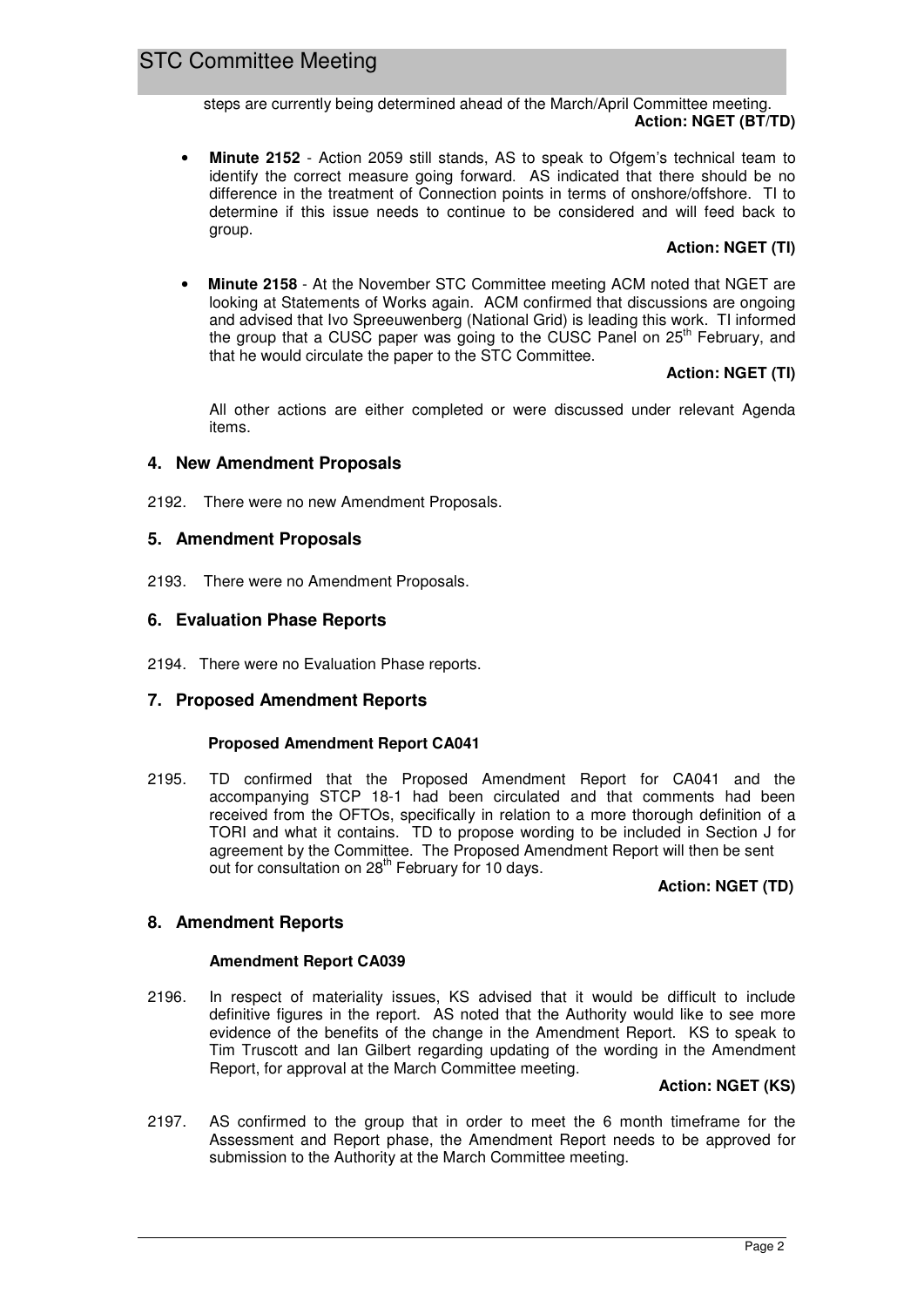steps are currently being determined ahead of the March/April Committee meeting.

**Action: NGET (BT/TD)**

- **Minute 2152** - Action 2059 still stands, AS to speak to Ofgem's technical team to identify the correct measure going forward. AS indicated that there should be no difference in the treatment of Connection points in terms of onshore/offshore. TI to determine if this issue needs to continue to be considered and will feed back to group.

  **Action: NGET (TI)**

- **Minute 2158** - At the November STC Committee meeting ACM noted that NGET are looking at Statements of Works again. ACM confirmed that discussions are ongoing and advised that Ivo Spreeuwenberg (National Grid) is leading this work. TI informed the group that a CUSC paper was going to the CUSC Panel on 25th February, and that he would circulate the paper to the STC Committee.

  **Action: NGET (TI)**

All other actions are either completed or were discussed under relevant Agenda items.

## 4. New Amendment Proposals

2192. There were no new Amendment Proposals.

## 5. Amendment Proposals

2193. There were no Amendment Proposals.

## 6. Evaluation Phase Reports

2194. There were no Evaluation Phase reports.

## 7. Proposed Amendment Reports

### Proposed Amendment Report CA041

2195. TD confirmed that the Proposed Amendment Report for CA041 and the accompanying STCP 18-1 had been circulated and that comments had been received from the OFTOs, specifically in relation to a more thorough definition of a TORI and what it contains. TD to propose wording to be included in Section J for agreement by the Committee. The Proposed Amendment Report will then be sent out for consultation on 28th February for 10 days.

**Action: NGET (TD)**

## 8. Amendment Reports

### Amendment Report CA039

2196. In respect of materiality issues, KS advised that it would be difficult to include definitive figures in the report. AS noted that the Authority would like to see more evidence of the benefits of the change in the Amendment Report. KS to speak to Tim Truscott and Ian Gilbert regarding updating of the wording in the Amendment Report, for approval at the March Committee meeting.

**Action: NGET (KS)**

2197. AS confirmed to the group that in order to meet the 6 month timeframe for the Assessment and Report phase, the Amendment Report needs to be approved for submission to the Authority at the March Committee meeting.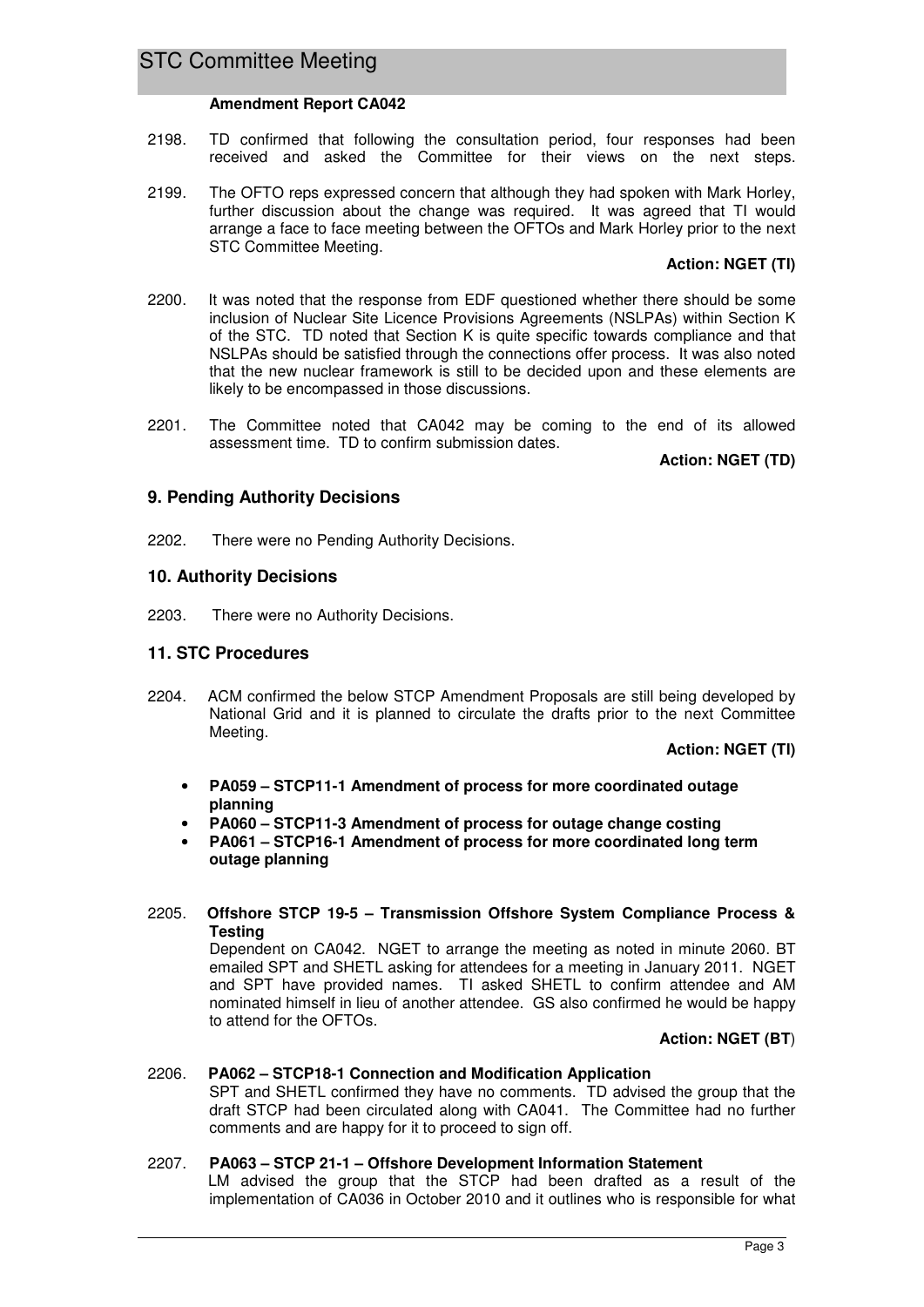**Amendment Report CA042**

2198. TD confirmed that following the consultation period, four responses had been received and asked the Committee for their views on the next steps.

2199. The OFTO reps expressed concern that although they had spoken with Mark Horley, further discussion about the change was required. It was agreed that TI would arrange a face to face meeting between the OFTOs and Mark Horley prior to the next STC Committee Meeting.

**Action: NGET (TI)**

2200. It was noted that the response from EDF questioned whether there should be some inclusion of Nuclear Site Licence Provisions Agreements (NSLPAs) within Section K of the STC. TD noted that Section K is quite specific towards compliance and that NSLPAs should be satisfied through the connections offer process. It was also noted that the new nuclear framework is still to be decided upon and these elements are likely to be encompassed in those discussions.

2201. The Committee noted that CA042 may be coming to the end of its allowed assessment time. TD to confirm submission dates.

**Action: NGET (TD)**

## 9. Pending Authority Decisions

2202. There were no Pending Authority Decisions.

## 10. Authority Decisions

2203. There were no Authority Decisions.

## 11. STC Procedures

2204. ACM confirmed the below STCP Amendment Proposals are still being developed by National Grid and it is planned to circulate the drafts prior to the next Committee Meeting.

**Action: NGET (TI)**

- **PA059 – STCP11-1 Amendment of process for more coordinated outage planning**
- **PA060 – STCP11-3 Amendment of process for outage change costing**
- **PA061 – STCP16-1 Amendment of process for more coordinated long term outage planning**

2205. **Offshore STCP 19-5 – Transmission Offshore System Compliance Process & Testing**
Dependent on CA042. NGET to arrange the meeting as noted in minute 2060. BT emailed SPT and SHETL asking for attendees for a meeting in January 2011. NGET and SPT have provided names. TI asked SHETL to confirm attendee and AM nominated himself in lieu of another attendee. GS also confirmed he would be happy to attend for the OFTOs.

**Action: NGET (BT)**

2206. **PA062 – STCP18-1 Connection and Modification Application**
SPT and SHETL confirmed they have no comments. TD advised the group that the draft STCP had been circulated along with CA041. The Committee had no further comments and are happy for it to proceed to sign off.

2207. **PA063 – STCP 21-1 – Offshore Development Information Statement**
LM advised the group that the STCP had been drafted as a result of the implementation of CA036 in October 2010 and it outlines who is responsible for what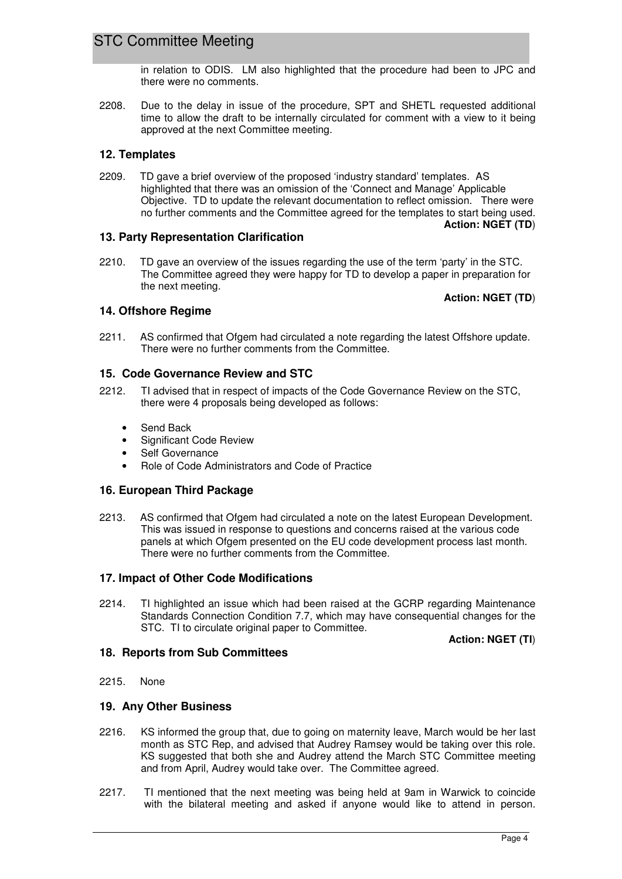in relation to ODIS. LM also highlighted that the procedure had been to JPC and there were no comments.

2208. Due to the delay in issue of the procedure, SPT and SHETL requested additional time to allow the draft to be internally circulated for comment with a view to it being approved at the next Committee meeting.

## 12. Templates

2209. TD gave a brief overview of the proposed 'industry standard' templates. AS highlighted that there was an omission of the 'Connect and Manage' Applicable Objective. TD to update the relevant documentation to reflect omission. There were no further comments and the Committee agreed for the templates to start being used.

**Action: NGET (TD)**

## 13. Party Representation Clarification

2210. TD gave an overview of the issues regarding the use of the term 'party' in the STC. The Committee agreed they were happy for TD to develop a paper in preparation for the next meeting.

**Action: NGET (TD)**

## 14. Offshore Regime

2211. AS confirmed that Ofgem had circulated a note regarding the latest Offshore update. There were no further comments from the Committee.

## 15. Code Governance Review and STC

2212. TI advised that in respect of impacts of the Code Governance Review on the STC, there were 4 proposals being developed as follows:

- Send Back
- Significant Code Review
- Self Governance
- Role of Code Administrators and Code of Practice

## 16. European Third Package

2213. AS confirmed that Ofgem had circulated a note on the latest European Development. This was issued in response to questions and concerns raised at the various code panels at which Ofgem presented on the EU code development process last month. There were no further comments from the Committee.

## 17. Impact of Other Code Modifications

2214. TI highlighted an issue which had been raised at the GCRP regarding Maintenance Standards Connection Condition 7.7, which may have consequential changes for the STC. TI to circulate original paper to Committee.

**Action: NGET (TI)**

## 18. Reports from Sub Committees

2215. None

## 19. Any Other Business

2216. KS informed the group that, due to going on maternity leave, March would be her last month as STC Rep, and advised that Audrey Ramsey would be taking over this role. KS suggested that both she and Audrey attend the March STC Committee meeting and from April, Audrey would take over. The Committee agreed.

2217. TI mentioned that the next meeting was being held at 9am in Warwick to coincide with the bilateral meeting and asked if anyone would like to attend in person.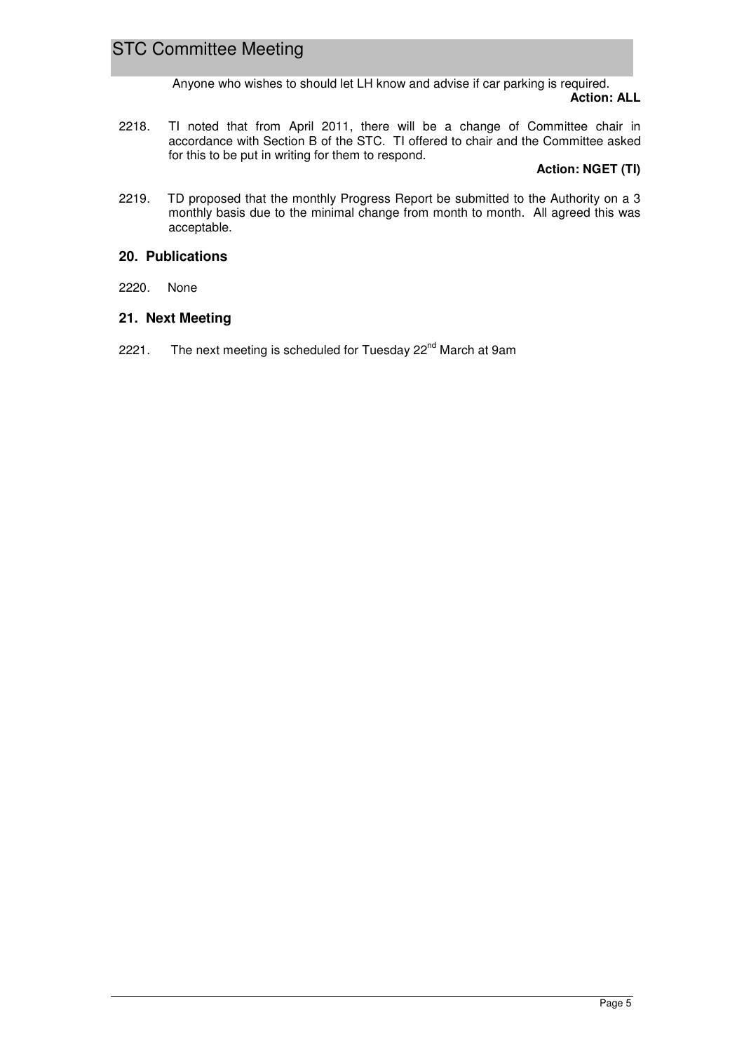Anyone who wishes to should let LH know and advise if car parking is required.

**Action: ALL**

2218. TI noted that from April 2011, there will be a change of Committee chair in accordance with Section B of the STC. TI offered to chair and the Committee asked for this to be put in writing for them to respond.

**Action: NGET (TI)**

2219. TD proposed that the monthly Progress Report be submitted to the Authority on a 3 monthly basis due to the minimal change from month to month. All agreed this was acceptable.

## 20. Publications

2220. None

## 21. Next Meeting

2221. The next meeting is scheduled for Tuesday 22nd March at 9am